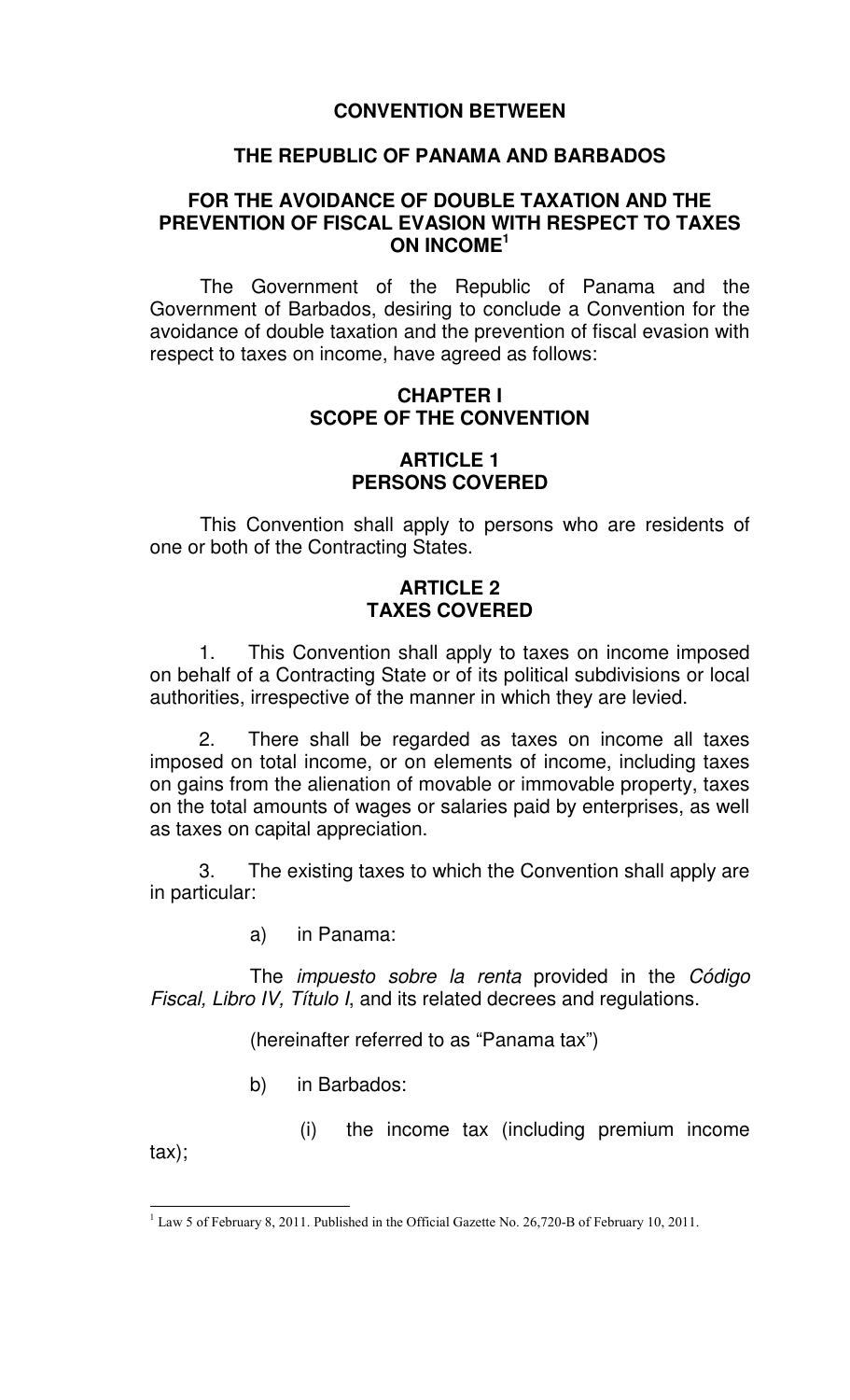# CONVENTION BETWEEN

# THE REPUBLIC OF PANAMA AND BARBADOS

# FOR THE AVOIDANCE OF DOUBLE TAXATION AND THE PREVENTION OF FISCAL EVASION WITH RESPECT TO TAXES ON INCOME[1]

The Government of the Republic of Panama and the Government of Barbados, desiring to conclude a Convention for the avoidance of double taxation and the prevention of fiscal evasion with respect to taxes on income, have agreed as follows:

## CHAPTER I
## SCOPE OF THE CONVENTION

### ARTICLE 1
### PERSONS COVERED

This Convention shall apply to persons who are residents of one or both of the Contracting States.

### ARTICLE 2
### TAXES COVERED

1. This Convention shall apply to taxes on income imposed on behalf of a Contracting State or of its political subdivisions or local authorities, irrespective of the manner in which they are levied.

2. There shall be regarded as taxes on income all taxes imposed on total income, or on elements of income, including taxes on gains from the alienation of movable or immovable property, taxes on the total amounts of wages or salaries paid by enterprises, as well as taxes on capital appreciation.

3. The existing taxes to which the Convention shall apply are in particular:

a) in Panama:

The *impuesto sobre la renta* provided in the *Código Fiscal, Libro IV, Título I*, and its related decrees and regulations.

(hereinafter referred to as "Panama tax")

b) in Barbados:

(i) the income tax (including premium income tax);

[1] Law 5 of February 8, 2011. Published in the Official Gazette No. 26,720-B of February 10, 2011.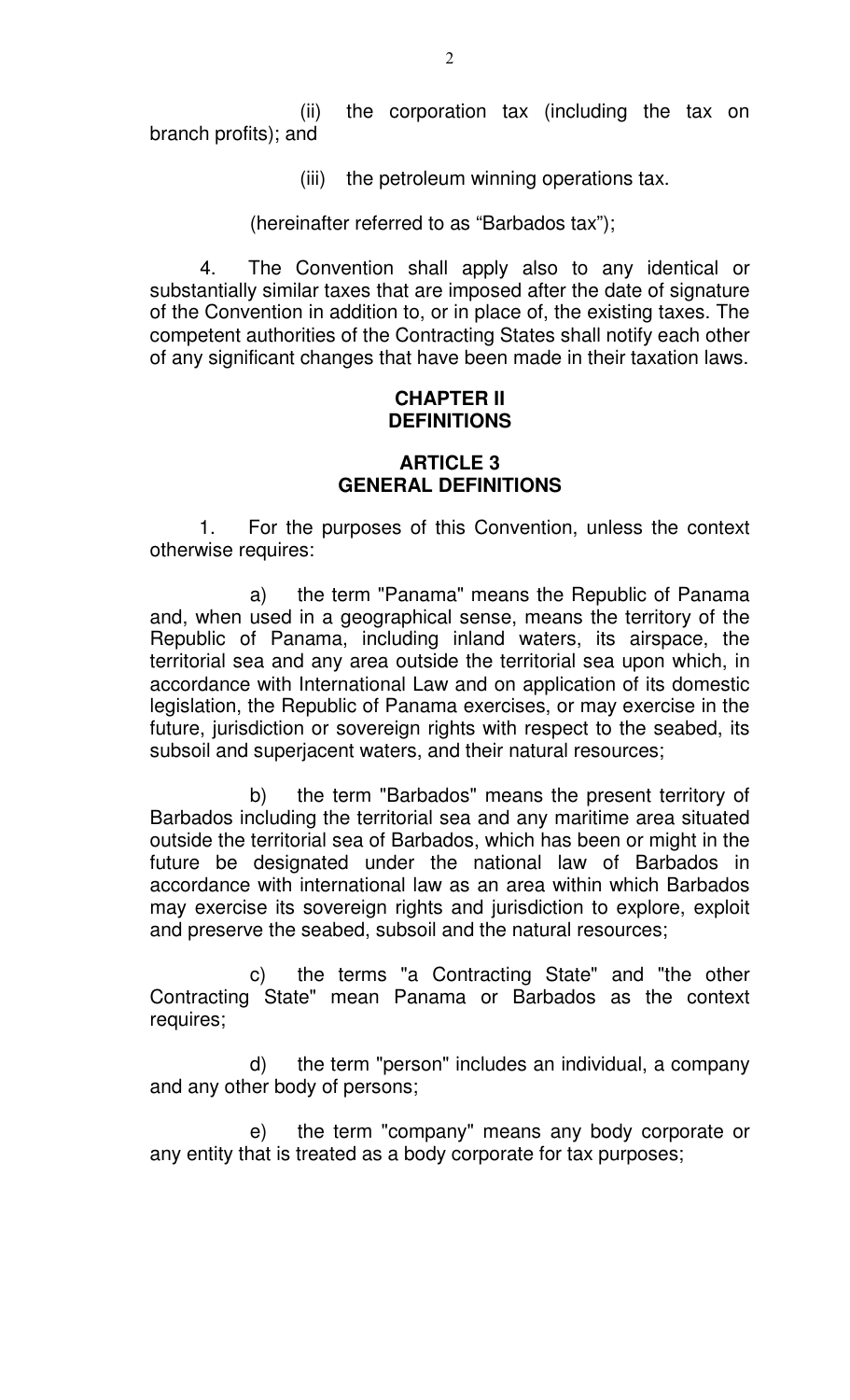(ii) the corporation tax (including the tax on branch profits); and

(iii) the petroleum winning operations tax.

(hereinafter referred to as "Barbados tax");

4. The Convention shall apply also to any identical or substantially similar taxes that are imposed after the date of signature of the Convention in addition to, or in place of, the existing taxes. The competent authorities of the Contracting States shall notify each other of any significant changes that have been made in their taxation laws.

## CHAPTER II
## DEFINITIONS

### ARTICLE 3
### GENERAL DEFINITIONS

1. For the purposes of this Convention, unless the context otherwise requires:

a) the term "Panama" means the Republic of Panama and, when used in a geographical sense, means the territory of the Republic of Panama, including inland waters, its airspace, the territorial sea and any area outside the territorial sea upon which, in accordance with International Law and on application of its domestic legislation, the Republic of Panama exercises, or may exercise in the future, jurisdiction or sovereign rights with respect to the seabed, its subsoil and superjacent waters, and their natural resources;

b) the term "Barbados" means the present territory of Barbados including the territorial sea and any maritime area situated outside the territorial sea of Barbados, which has been or might in the future be designated under the national law of Barbados in accordance with international law as an area within which Barbados may exercise its sovereign rights and jurisdiction to explore, exploit and preserve the seabed, subsoil and the natural resources;

c) the terms "a Contracting State" and "the other Contracting State" mean Panama or Barbados as the context requires;

d) the term "person" includes an individual, a company and any other body of persons;

e) the term "company" means any body corporate or any entity that is treated as a body corporate for tax purposes;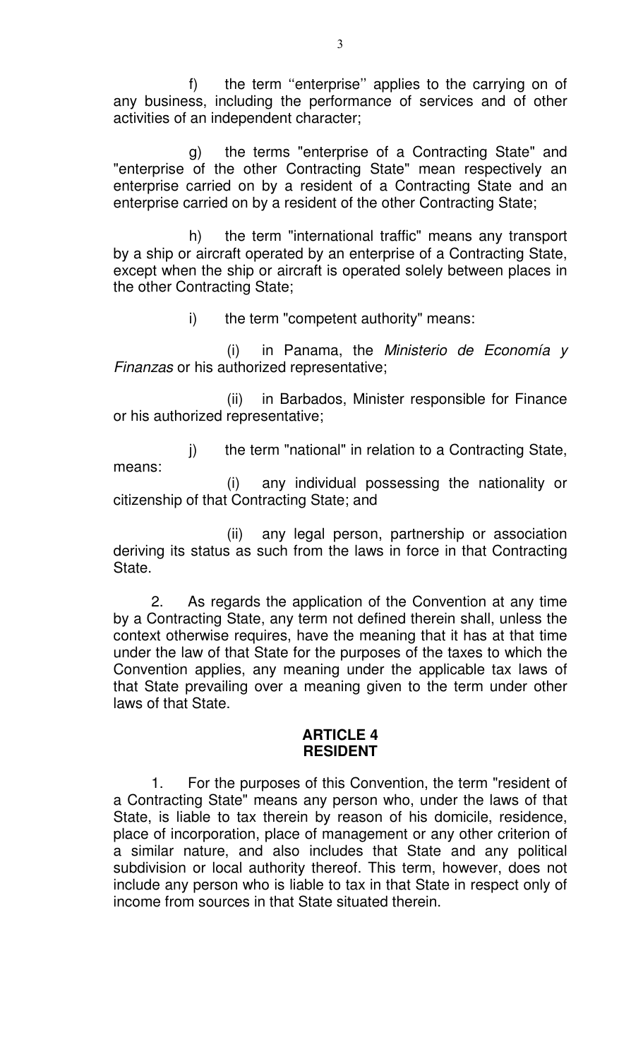f) the term ''enterprise'' applies to the carrying on of any business, including the performance of services and of other activities of an independent character;

g) the terms "enterprise of a Contracting State" and "enterprise of the other Contracting State" mean respectively an enterprise carried on by a resident of a Contracting State and an enterprise carried on by a resident of the other Contracting State;

h) the term "international traffic" means any transport by a ship or aircraft operated by an enterprise of a Contracting State, except when the ship or aircraft is operated solely between places in the other Contracting State;

i) the term "competent authority" means:

(i) in Panama, the *Ministerio de Economía y Finanzas* or his authorized representative;

(ii) in Barbados, Minister responsible for Finance or his authorized representative;

j) the term "national" in relation to a Contracting State, means:

(i) any individual possessing the nationality or citizenship of that Contracting State; and

(ii) any legal person, partnership or association deriving its status as such from the laws in force in that Contracting State.

2. As regards the application of the Convention at any time by a Contracting State, any term not defined therein shall, unless the context otherwise requires, have the meaning that it has at that time under the law of that State for the purposes of the taxes to which the Convention applies, any meaning under the applicable tax laws of that State prevailing over a meaning given to the term under other laws of that State.

## ARTICLE 4
## RESIDENT

1. For the purposes of this Convention, the term "resident of a Contracting State" means any person who, under the laws of that State, is liable to tax therein by reason of his domicile, residence, place of incorporation, place of management or any other criterion of a similar nature, and also includes that State and any political subdivision or local authority thereof. This term, however, does not include any person who is liable to tax in that State in respect only of income from sources in that State situated therein.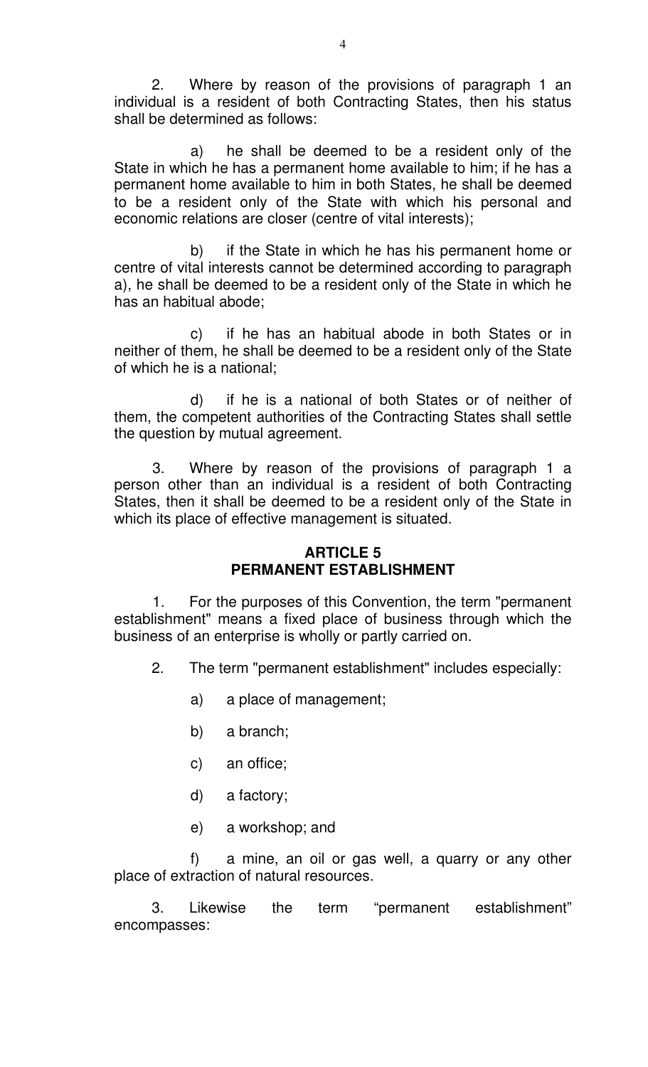2. Where by reason of the provisions of paragraph 1 an individual is a resident of both Contracting States, then his status shall be determined as follows:

a) he shall be deemed to be a resident only of the State in which he has a permanent home available to him; if he has a permanent home available to him in both States, he shall be deemed to be a resident only of the State with which his personal and economic relations are closer (centre of vital interests);

b) if the State in which he has his permanent home or centre of vital interests cannot be determined according to paragraph a), he shall be deemed to be a resident only of the State in which he has an habitual abode;

c) if he has an habitual abode in both States or in neither of them, he shall be deemed to be a resident only of the State of which he is a national;

d) if he is a national of both States or of neither of them, the competent authorities of the Contracting States shall settle the question by mutual agreement.

3. Where by reason of the provisions of paragraph 1 a person other than an individual is a resident of both Contracting States, then it shall be deemed to be a resident only of the State in which its place of effective management is situated.

## ARTICLE 5
## PERMANENT ESTABLISHMENT

1. For the purposes of this Convention, the term "permanent establishment" means a fixed place of business through which the business of an enterprise is wholly or partly carried on.

2. The term "permanent establishment" includes especially:

a) a place of management;

b) a branch;

c) an office;

d) a factory;

e) a workshop; and

f) a mine, an oil or gas well, a quarry or any other place of extraction of natural resources.

3. Likewise the term "permanent establishment" encompasses: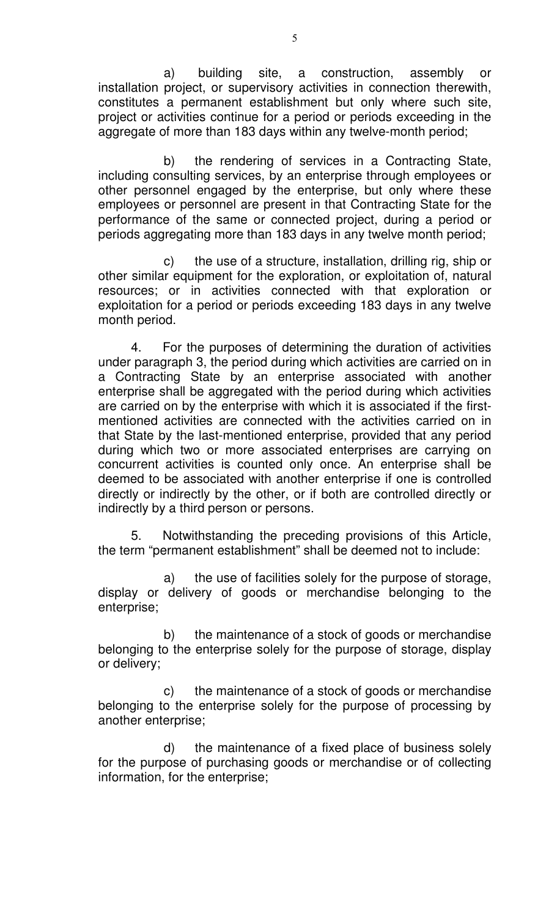a) building site, a construction, assembly or installation project, or supervisory activities in connection therewith, constitutes a permanent establishment but only where such site, project or activities continue for a period or periods exceeding in the aggregate of more than 183 days within any twelve-month period;

b) the rendering of services in a Contracting State, including consulting services, by an enterprise through employees or other personnel engaged by the enterprise, but only where these employees or personnel are present in that Contracting State for the performance of the same or connected project, during a period or periods aggregating more than 183 days in any twelve month period;

c) the use of a structure, installation, drilling rig, ship or other similar equipment for the exploration, or exploitation of, natural resources; or in activities connected with that exploration or exploitation for a period or periods exceeding 183 days in any twelve month period.

4. For the purposes of determining the duration of activities under paragraph 3, the period during which activities are carried on in a Contracting State by an enterprise associated with another enterprise shall be aggregated with the period during which activities are carried on by the enterprise with which it is associated if the first-mentioned activities are connected with the activities carried on in that State by the last-mentioned enterprise, provided that any period during which two or more associated enterprises are carrying on concurrent activities is counted only once. An enterprise shall be deemed to be associated with another enterprise if one is controlled directly or indirectly by the other, or if both are controlled directly or indirectly by a third person or persons.

5. Notwithstanding the preceding provisions of this Article, the term "permanent establishment" shall be deemed not to include:

a) the use of facilities solely for the purpose of storage, display or delivery of goods or merchandise belonging to the enterprise;

b) the maintenance of a stock of goods or merchandise belonging to the enterprise solely for the purpose of storage, display or delivery;

c) the maintenance of a stock of goods or merchandise belonging to the enterprise solely for the purpose of processing by another enterprise;

d) the maintenance of a fixed place of business solely for the purpose of purchasing goods or merchandise or of collecting information, for the enterprise;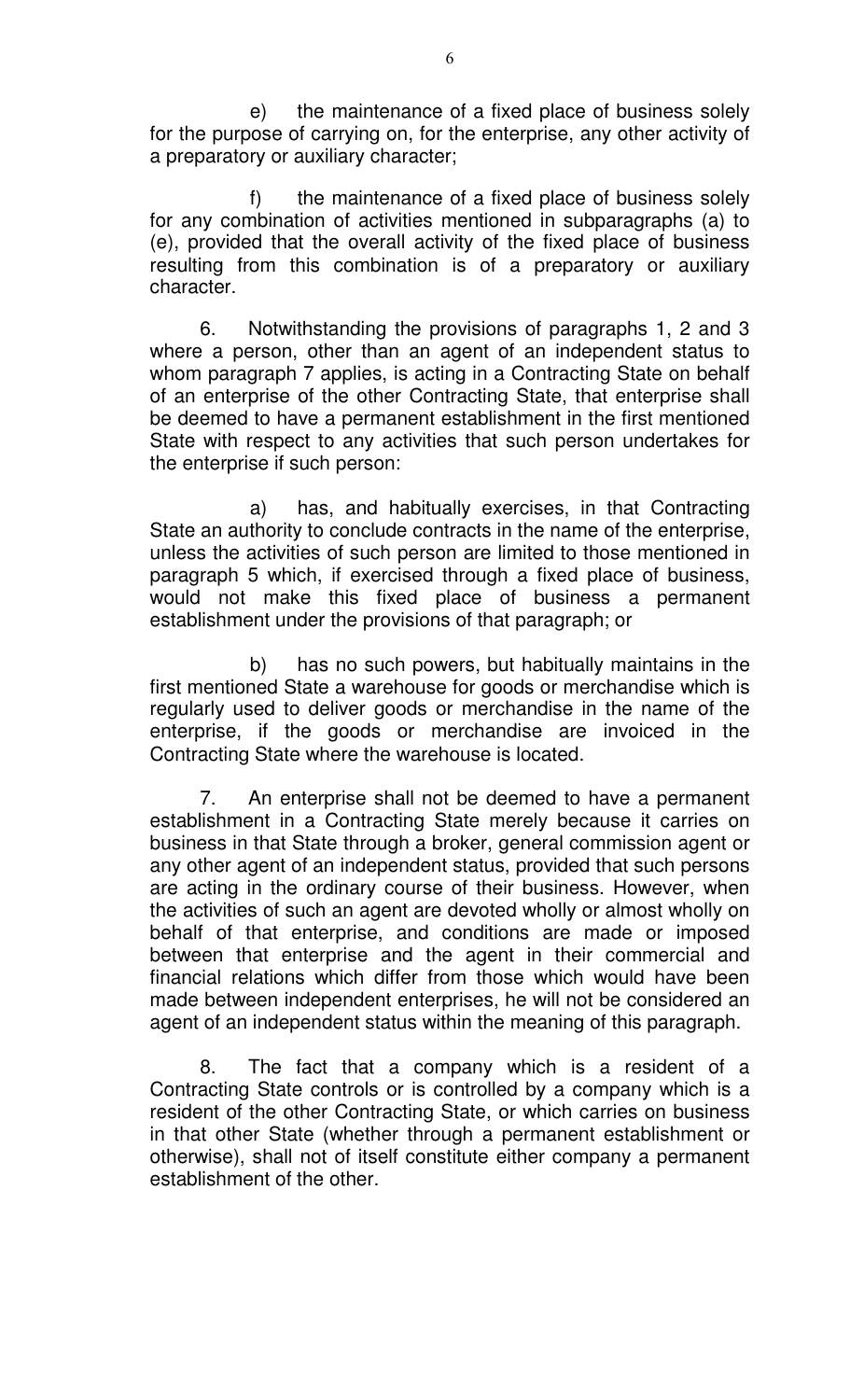e) the maintenance of a fixed place of business solely for the purpose of carrying on, for the enterprise, any other activity of a preparatory or auxiliary character;

f) the maintenance of a fixed place of business solely for any combination of activities mentioned in subparagraphs (a) to (e), provided that the overall activity of the fixed place of business resulting from this combination is of a preparatory or auxiliary character.

6. Notwithstanding the provisions of paragraphs 1, 2 and 3 where a person, other than an agent of an independent status to whom paragraph 7 applies, is acting in a Contracting State on behalf of an enterprise of the other Contracting State, that enterprise shall be deemed to have a permanent establishment in the first mentioned State with respect to any activities that such person undertakes for the enterprise if such person:

a) has, and habitually exercises, in that Contracting State an authority to conclude contracts in the name of the enterprise, unless the activities of such person are limited to those mentioned in paragraph 5 which, if exercised through a fixed place of business, would not make this fixed place of business a permanent establishment under the provisions of that paragraph; or

b) has no such powers, but habitually maintains in the first mentioned State a warehouse for goods or merchandise which is regularly used to deliver goods or merchandise in the name of the enterprise, if the goods or merchandise are invoiced in the Contracting State where the warehouse is located.

7. An enterprise shall not be deemed to have a permanent establishment in a Contracting State merely because it carries on business in that State through a broker, general commission agent or any other agent of an independent status, provided that such persons are acting in the ordinary course of their business. However, when the activities of such an agent are devoted wholly or almost wholly on behalf of that enterprise, and conditions are made or imposed between that enterprise and the agent in their commercial and financial relations which differ from those which would have been made between independent enterprises, he will not be considered an agent of an independent status within the meaning of this paragraph.

8. The fact that a company which is a resident of a Contracting State controls or is controlled by a company which is a resident of the other Contracting State, or which carries on business in that other State (whether through a permanent establishment or otherwise), shall not of itself constitute either company a permanent establishment of the other.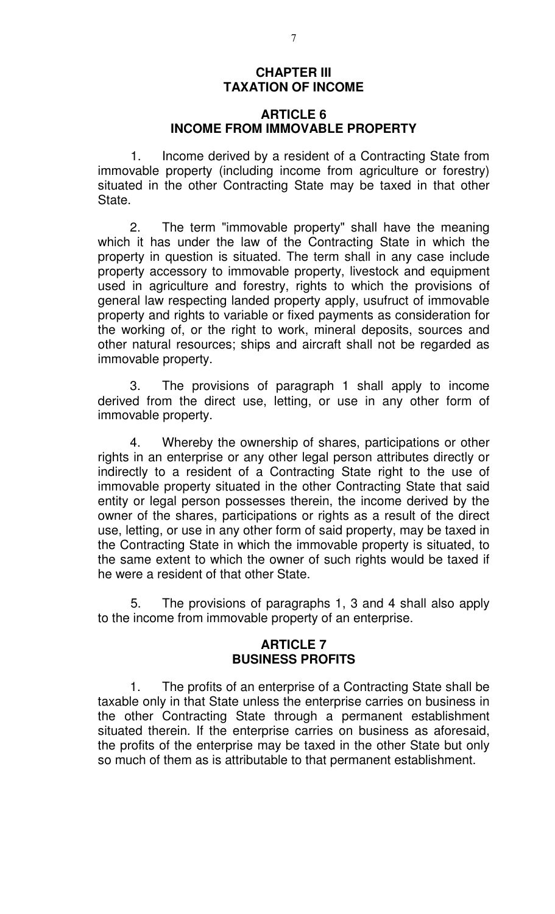## CHAPTER III
## TAXATION OF INCOME

### ARTICLE 6
### INCOME FROM IMMOVABLE PROPERTY

1. Income derived by a resident of a Contracting State from immovable property (including income from agriculture or forestry) situated in the other Contracting State may be taxed in that other State.

2. The term "immovable property" shall have the meaning which it has under the law of the Contracting State in which the property in question is situated. The term shall in any case include property accessory to immovable property, livestock and equipment used in agriculture and forestry, rights to which the provisions of general law respecting landed property apply, usufruct of immovable property and rights to variable or fixed payments as consideration for the working of, or the right to work, mineral deposits, sources and other natural resources; ships and aircraft shall not be regarded as immovable property.

3. The provisions of paragraph 1 shall apply to income derived from the direct use, letting, or use in any other form of immovable property.

4. Whereby the ownership of shares, participations or other rights in an enterprise or any other legal person attributes directly or indirectly to a resident of a Contracting State right to the use of immovable property situated in the other Contracting State that said entity or legal person possesses therein, the income derived by the owner of the shares, participations or rights as a result of the direct use, letting, or use in any other form of said property, may be taxed in the Contracting State in which the immovable property is situated, to the same extent to which the owner of such rights would be taxed if he were a resident of that other State.

5. The provisions of paragraphs 1, 3 and 4 shall also apply to the income from immovable property of an enterprise.

### ARTICLE 7
### BUSINESS PROFITS

1. The profits of an enterprise of a Contracting State shall be taxable only in that State unless the enterprise carries on business in the other Contracting State through a permanent establishment situated therein. If the enterprise carries on business as aforesaid, the profits of the enterprise may be taxed in the other State but only so much of them as is attributable to that permanent establishment.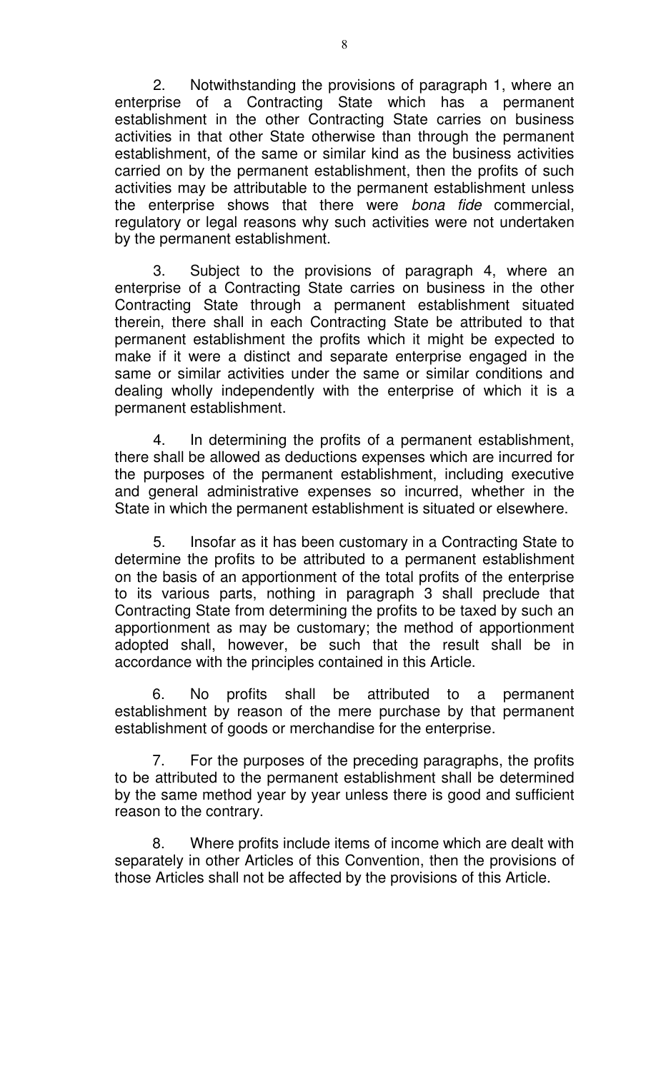2. Notwithstanding the provisions of paragraph 1, where an enterprise of a Contracting State which has a permanent establishment in the other Contracting State carries on business activities in that other State otherwise than through the permanent establishment, of the same or similar kind as the business activities carried on by the permanent establishment, then the profits of such activities may be attributable to the permanent establishment unless the enterprise shows that there were *bona fide* commercial, regulatory or legal reasons why such activities were not undertaken by the permanent establishment.

3. Subject to the provisions of paragraph 4, where an enterprise of a Contracting State carries on business in the other Contracting State through a permanent establishment situated therein, there shall in each Contracting State be attributed to that permanent establishment the profits which it might be expected to make if it were a distinct and separate enterprise engaged in the same or similar activities under the same or similar conditions and dealing wholly independently with the enterprise of which it is a permanent establishment.

4. In determining the profits of a permanent establishment, there shall be allowed as deductions expenses which are incurred for the purposes of the permanent establishment, including executive and general administrative expenses so incurred, whether in the State in which the permanent establishment is situated or elsewhere.

5. Insofar as it has been customary in a Contracting State to determine the profits to be attributed to a permanent establishment on the basis of an apportionment of the total profits of the enterprise to its various parts, nothing in paragraph 3 shall preclude that Contracting State from determining the profits to be taxed by such an apportionment as may be customary; the method of apportionment adopted shall, however, be such that the result shall be in accordance with the principles contained in this Article.

6. No profits shall be attributed to a permanent establishment by reason of the mere purchase by that permanent establishment of goods or merchandise for the enterprise.

7. For the purposes of the preceding paragraphs, the profits to be attributed to the permanent establishment shall be determined by the same method year by year unless there is good and sufficient reason to the contrary.

8. Where profits include items of income which are dealt with separately in other Articles of this Convention, then the provisions of those Articles shall not be affected by the provisions of this Article.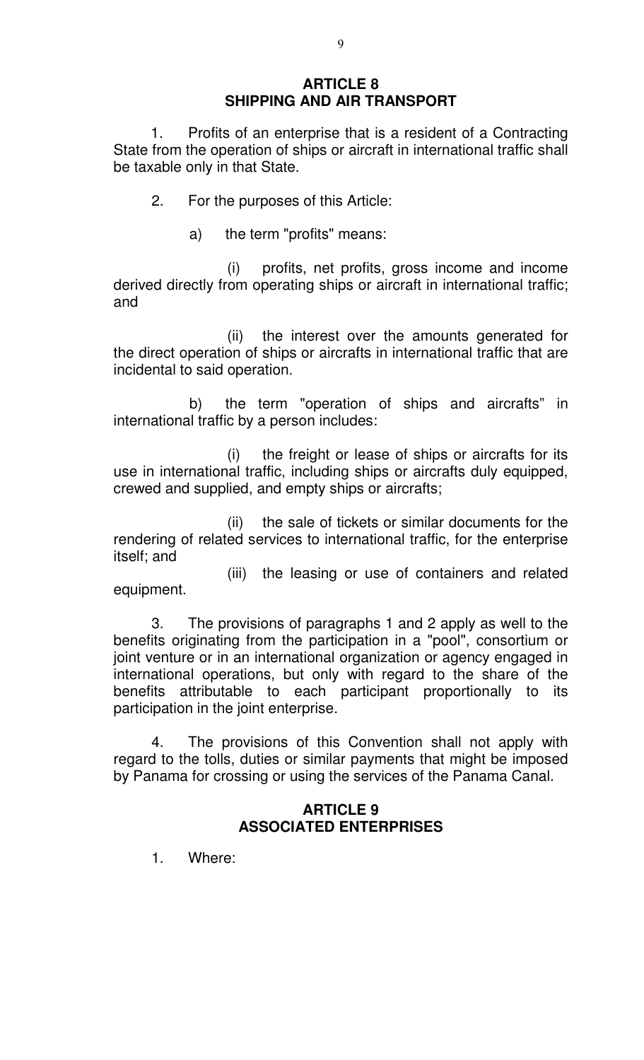## ARTICLE 8
## SHIPPING AND AIR TRANSPORT

1. Profits of an enterprise that is a resident of a Contracting State from the operation of ships or aircraft in international traffic shall be taxable only in that State.

2. For the purposes of this Article:

a) the term "profits" means:

(i) profits, net profits, gross income and income derived directly from operating ships or aircraft in international traffic; and

(ii) the interest over the amounts generated for the direct operation of ships or aircrafts in international traffic that are incidental to said operation.

b) the term "operation of ships and aircrafts" in international traffic by a person includes:

(i) the freight or lease of ships or aircrafts for its use in international traffic, including ships or aircrafts duly equipped, crewed and supplied, and empty ships or aircrafts;

(ii) the sale of tickets or similar documents for the rendering of related services to international traffic, for the enterprise itself; and

(iii) the leasing or use of containers and related equipment.

3. The provisions of paragraphs 1 and 2 apply as well to the benefits originating from the participation in a "pool", consortium or joint venture or in an international organization or agency engaged in international operations, but only with regard to the share of the benefits attributable to each participant proportionally to its participation in the joint enterprise.

4. The provisions of this Convention shall not apply with regard to the tolls, duties or similar payments that might be imposed by Panama for crossing or using the services of the Panama Canal.

## ARTICLE 9
## ASSOCIATED ENTERPRISES

1. Where: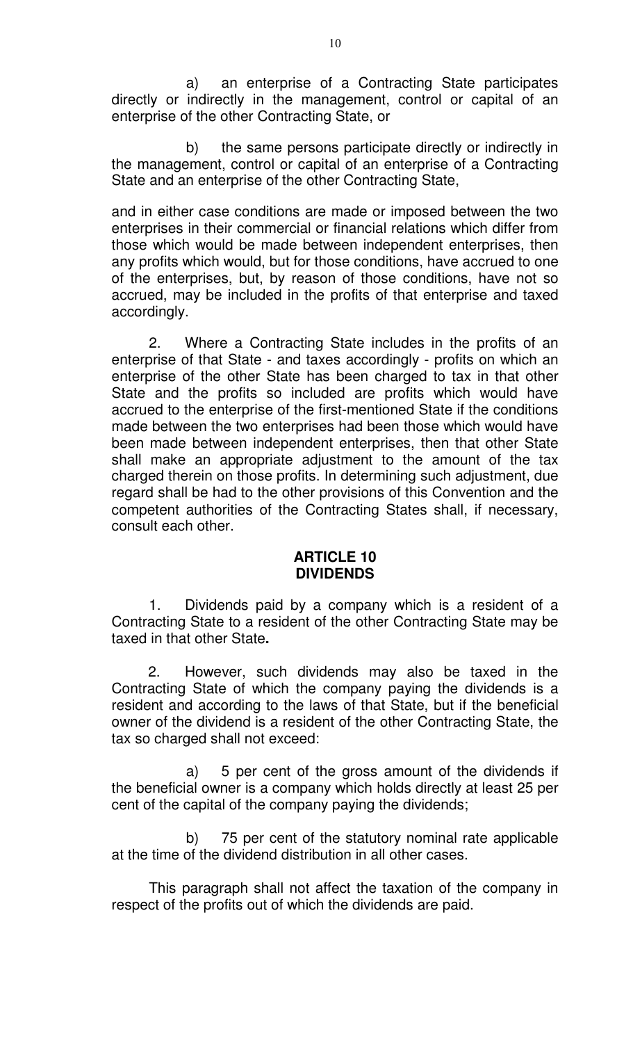a) an enterprise of a Contracting State participates directly or indirectly in the management, control or capital of an enterprise of the other Contracting State, or

b) the same persons participate directly or indirectly in the management, control or capital of an enterprise of a Contracting State and an enterprise of the other Contracting State,

and in either case conditions are made or imposed between the two enterprises in their commercial or financial relations which differ from those which would be made between independent enterprises, then any profits which would, but for those conditions, have accrued to one of the enterprises, but, by reason of those conditions, have not so accrued, may be included in the profits of that enterprise and taxed accordingly.

2. Where a Contracting State includes in the profits of an enterprise of that State - and taxes accordingly - profits on which an enterprise of the other State has been charged to tax in that other State and the profits so included are profits which would have accrued to the enterprise of the first-mentioned State if the conditions made between the two enterprises had been those which would have been made between independent enterprises, then that other State shall make an appropriate adjustment to the amount of the tax charged therein on those profits. In determining such adjustment, due regard shall be had to the other provisions of this Convention and the competent authorities of the Contracting States shall, if necessary, consult each other.

## ARTICLE 10
## DIVIDENDS

1. Dividends paid by a company which is a resident of a Contracting State to a resident of the other Contracting State may be taxed in that other State**.**

2. However, such dividends may also be taxed in the Contracting State of which the company paying the dividends is a resident and according to the laws of that State, but if the beneficial owner of the dividend is a resident of the other Contracting State, the tax so charged shall not exceed:

a) 5 per cent of the gross amount of the dividends if the beneficial owner is a company which holds directly at least 25 per cent of the capital of the company paying the dividends;

b) 75 per cent of the statutory nominal rate applicable at the time of the dividend distribution in all other cases.

This paragraph shall not affect the taxation of the company in respect of the profits out of which the dividends are paid.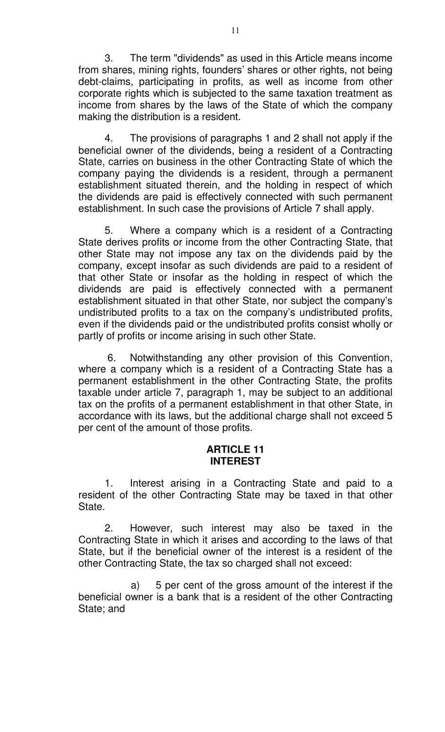3. The term "dividends" as used in this Article means income from shares, mining rights, founders' shares or other rights, not being debt-claims, participating in profits, as well as income from other corporate rights which is subjected to the same taxation treatment as income from shares by the laws of the State of which the company making the distribution is a resident.

4. The provisions of paragraphs 1 and 2 shall not apply if the beneficial owner of the dividends, being a resident of a Contracting State, carries on business in the other Contracting State of which the company paying the dividends is a resident, through a permanent establishment situated therein, and the holding in respect of which the dividends are paid is effectively connected with such permanent establishment. In such case the provisions of Article 7 shall apply.

5. Where a company which is a resident of a Contracting State derives profits or income from the other Contracting State, that other State may not impose any tax on the dividends paid by the company, except insofar as such dividends are paid to a resident of that other State or insofar as the holding in respect of which the dividends are paid is effectively connected with a permanent establishment situated in that other State, nor subject the company's undistributed profits to a tax on the company's undistributed profits, even if the dividends paid or the undistributed profits consist wholly or partly of profits or income arising in such other State.

6. Notwithstanding any other provision of this Convention, where a company which is a resident of a Contracting State has a permanent establishment in the other Contracting State, the profits taxable under article 7, paragraph 1, may be subject to an additional tax on the profits of a permanent establishment in that other State, in accordance with its laws, but the additional charge shall not exceed 5 per cent of the amount of those profits.

## ARTICLE 11
## INTEREST

1. Interest arising in a Contracting State and paid to a resident of the other Contracting State may be taxed in that other State.

2. However, such interest may also be taxed in the Contracting State in which it arises and according to the laws of that State, but if the beneficial owner of the interest is a resident of the other Contracting State, the tax so charged shall not exceed:

a) 5 per cent of the gross amount of the interest if the beneficial owner is a bank that is a resident of the other Contracting State; and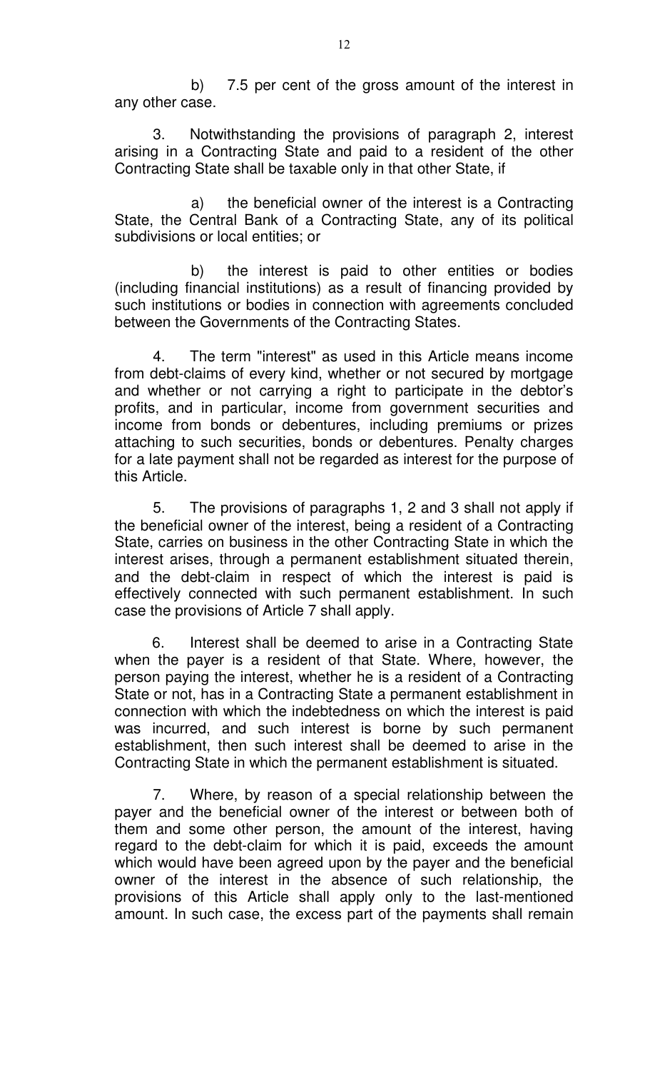b) 7.5 per cent of the gross amount of the interest in any other case.

3. Notwithstanding the provisions of paragraph 2, interest arising in a Contracting State and paid to a resident of the other Contracting State shall be taxable only in that other State, if

a) the beneficial owner of the interest is a Contracting State, the Central Bank of a Contracting State, any of its political subdivisions or local entities; or

b) the interest is paid to other entities or bodies (including financial institutions) as a result of financing provided by such institutions or bodies in connection with agreements concluded between the Governments of the Contracting States.

4. The term "interest" as used in this Article means income from debt-claims of every kind, whether or not secured by mortgage and whether or not carrying a right to participate in the debtor's profits, and in particular, income from government securities and income from bonds or debentures, including premiums or prizes attaching to such securities, bonds or debentures. Penalty charges for a late payment shall not be regarded interest for the purpose of this Article.

5. The provisions of paragraphs 1, 2 and 3 shall not apply if the beneficial owner of the interest, being a resident of a Contracting State, carries on business in the other Contracting State in which the interest arises, through a permanent establishment situated therein, and the debt-claim in respect of which the interest is paid is effectively connected with such permanent establishment. In such case the provisions of Article 7 shall apply.

6. Interest shall be deemed to arise in a Contracting State when the payer is a resident of that State. Where, however, the person paying the interest, whether he is a resident of a Contracting State or not, has in a Contracting State a permanent establishment in connection with which the indebtedness on which the interest is paid was incurred, and such interest is borne by such permanent establishment, then such interest shall be deemed to arise in the Contracting State in which the permanent establishment is situated.

7. Where, by reason of a special relationship between the payer and the beneficial owner of the interest or between both of them and some other person, the amount of the interest, having regard to the debt-claim for which it is paid, exceeds the amount which would have been agreed upon by the payer and the beneficial owner of the interest in the absence of such relationship, the provisions of this Article shall apply only to the last-mentioned amount. In such case, the excess part of the payments shall remain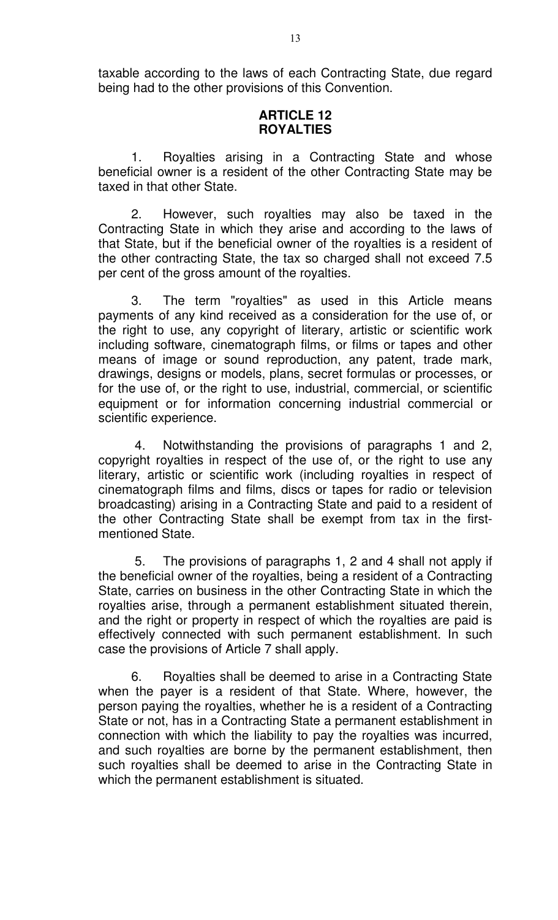taxable according to the laws of each Contracting State, due regard being had to the other provisions of this Convention.

## ARTICLE 12
## ROYALTIES

1. Royalties arising in a Contracting State and whose beneficial owner is a resident of the other Contracting State may be taxed in that other State.

2. However, such royalties may also be taxed in the Contracting State in which they arise and according to the laws of that State, but if the beneficial owner of the royalties is a resident of the other contracting State, the tax so charged shall not exceed 7.5 per cent of the gross amount of the royalties.

3. The term "royalties" as used in this Article means payments of any kind received as a consideration for the use of, or the right to use, any copyright of literary, artistic or scientific work including software, cinematograph films, or films or tapes and other means of image or sound reproduction, any patent, trade mark, drawings, designs or models, plans, secret formulas or processes, or for the use of, or the right to use, industrial, commercial, or scientific equipment or for information concerning industrial commercial or scientific experience.

4. Notwithstanding the provisions of paragraphs 1 and 2, copyright royalties in respect of the use of, or the right to use any literary, artistic or scientific work (including royalties in respect of cinematograph films and films, discs or tapes for radio or television broadcasting) arising in a Contracting State and paid to a resident of the other Contracting State shall be exempt from tax in the first-mentioned State.

5. The provisions of paragraphs 1, 2 and 4 shall not apply if the beneficial owner of the royalties, being a resident of a Contracting State, carries on business in the other Contracting State in which the royalties arise, through a permanent establishment situated therein, and the right or property in respect of which the royalties are paid is effectively connected with such permanent establishment. In such case the provisions of Article 7 shall apply.

6. Royalties shall be deemed to arise in a Contracting State when the payer is a resident of that State. Where, however, the person paying the royalties, whether he is a resident of a Contracting State or not, has in a Contracting State a permanent establishment in connection with which the liability to pay the royalties was incurred, and such royalties are borne by the permanent establishment, then such royalties shall be deemed to arise in the Contracting State in which the permanent establishment is situated.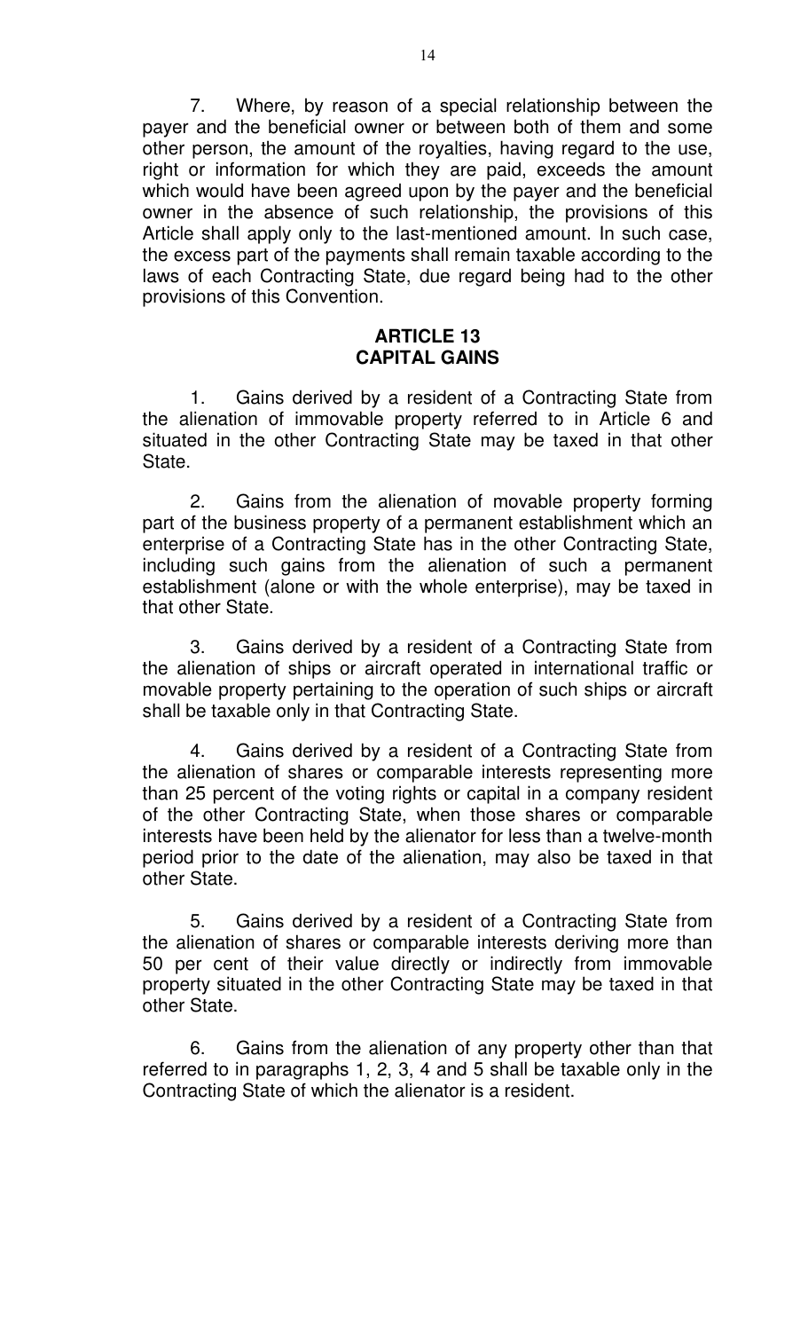7. Where, by reason of a special relationship between the payer and the beneficial owner or between both of them and some other person, the amount of the royalties, having regard to the use, right or information for which they are paid, exceeds the amount which would have been agreed upon by the payer and the beneficial owner in the absence of such relationship, the provisions of this Article shall apply only to the last-mentioned amount. In such case, the excess part of the payments shall remain taxable according to the laws of each Contracting State, due regard being had to the other provisions of this Convention.

## ARTICLE 13
## CAPITAL GAINS

1. Gains derived by a resident of a Contracting State from the alienation of immovable property referred to in Article 6 and situated in the other Contracting State may be taxed in that other State.

2. Gains from the alienation of movable property forming part of the business property of a permanent establishment which an enterprise of a Contracting State has in the other Contracting State, including such gains from the alienation of such a permanent establishment (alone or with the whole enterprise), may be taxed in that other State.

3. Gains derived by a resident of a Contracting State from the alienation of ships or aircraft operated in international traffic or movable property pertaining to the operation of such ships or aircraft shall be taxable only in that Contracting State.

4. Gains derived by a resident of a Contracting State from the alienation of shares or comparable interests representing more than 25 percent of the voting rights or capital in a company resident of the other Contracting State, when those shares or comparable interests have been held by the alienator for less than a twelve-month period prior to the date of the alienation, may also be taxed in that other State.

5. Gains derived by a resident of a Contracting State from the alienation of shares or comparable interests deriving more than 50 per cent of their value directly or indirectly from immovable property situated in the other Contracting State may be taxed in that other State.

6. Gains from the alienation of any property other than that referred to in paragraphs 1, 2, 3, 4 and 5 shall be taxable only in the Contracting State of which the alienator is a resident.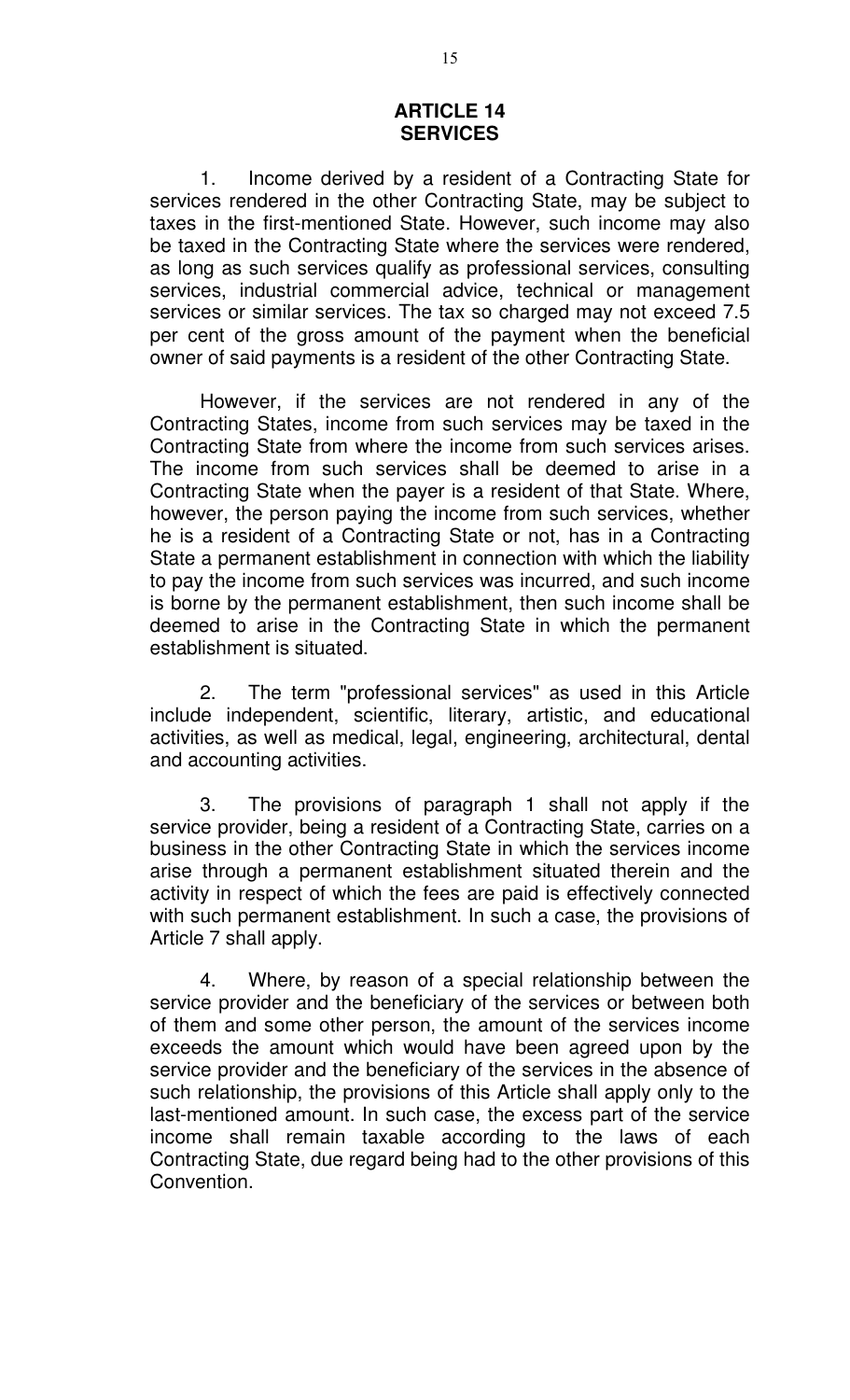## ARTICLE 14
## SERVICES

1. Income derived by a resident of a Contracting State for services rendered in the other Contracting State, may be subject to taxes in the first-mentioned State. However, such income may also be taxed in the Contracting State where the services were rendered, as long as such services qualify as professional services, consulting services, industrial commercial advice, technical or management services or similar services. The tax so charged may not exceed 7.5 per cent of the gross amount of the payment when the beneficial owner of said payments is a resident of the other Contracting State.

However, if the services are not rendered in any of the Contracting States, income from such services may be taxed in the Contracting State from where the income from such services arises. The income from such services shall be deemed to arise in a Contracting State when the payer is a resident of that State. Where, however, the person paying the income from such services, whether he is a resident of a Contracting State or not, has in a Contracting State a permanent establishment in connection with which the liability to pay the income from such services was incurred, and such income is borne by the permanent establishment, then such income shall be deemed to arise in the Contracting State in which the permanent establishment is situated.

2. The term "professional services" as used in this Article include independent, scientific, literary, artistic, and educational activities, as well as medical, legal, engineering, architectural, dental and accounting activities.

3. The provisions of paragraph 1 shall not apply if the service provider, being a resident of a Contracting State, carries on a business in the other Contracting State in which the services income arise through a permanent establishment situated therein and the activity in respect of which the fees are paid is effectively connected with such permanent establishment. In such a case, the provisions of Article 7 shall apply.

4. Where, by reason of a special relationship between the service provider and the beneficiary of the services or between both of them and some other person, the amount of the services income exceeds the amount which would have been agreed upon by the service provider and the beneficiary of the services in the absence of such relationship, the provisions of this Article shall apply only to the last-mentioned amount. In such case, the excess part of the service income shall remain taxable according to the laws of each Contracting State, due regard being had to the other provisions of this Convention.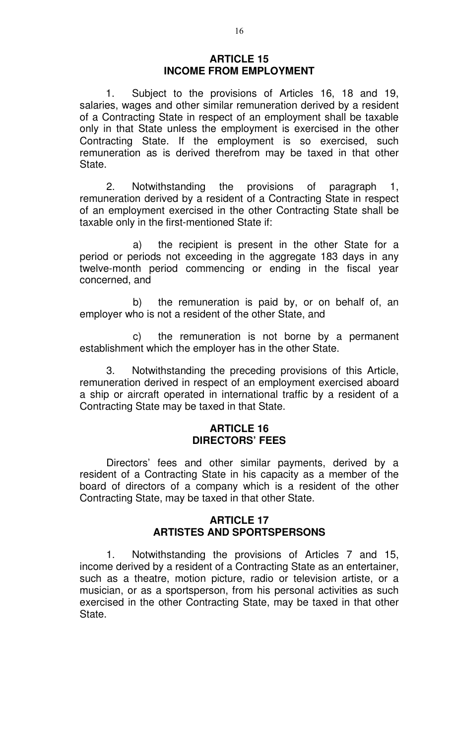## ARTICLE 15
## INCOME FROM EMPLOYMENT

1. Subject to the provisions of Articles 16, 18 and 19, salaries, wages and other similar remuneration derived by a resident of a Contracting State in respect of an employment shall be taxable only in that State unless the employment is exercised in the other Contracting State. If the employment is so exercised, such remuneration as is derived therefrom may be taxed in that other State.

2. Notwithstanding the provisions of paragraph 1, remuneration derived by a resident of a Contracting State in respect of an employment exercised in the other Contracting State shall be taxable only in the first-mentioned State if:

a) the recipient is present in the other State for a period or periods not exceeding in the aggregate 183 days in any twelve-month period commencing or ending in the fiscal year concerned, and

b) the remuneration is paid by, or on behalf of, an employer who is not a resident of the other State, and

c) the remuneration is not borne by a permanent establishment which the employer has in the other State.

3. Notwithstanding the preceding provisions of this Article, remuneration derived in respect of an employment exercised aboard a ship or aircraft operated in international traffic by a resident of a Contracting State may be taxed in that State.

## ARTICLE 16
## DIRECTORS' FEES

Directors' fees and other similar payments, derived by a resident of a Contracting State in his capacity as a member of the board of directors of a company which is a resident of the other Contracting State, may be taxed in that other State.

## ARTICLE 17
## ARTISTES AND SPORTSPERSONS

1. Notwithstanding the provisions of Articles 7 and 15, income derived by a resident of a Contracting State as an entertainer, such as a theatre, motion picture, radio or television artiste, or a musician, or as a sportsperson, from his personal activities as such exercised in the other Contracting State, may be taxed in that other State.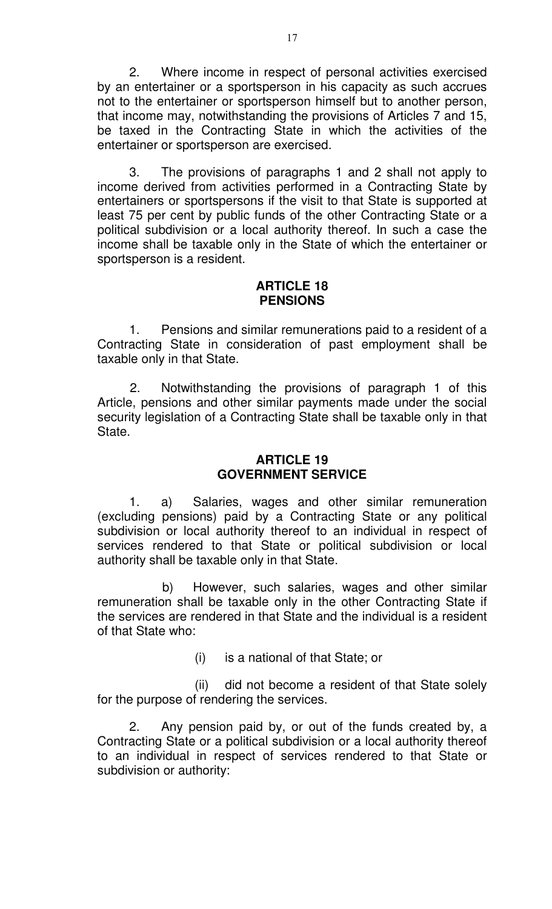2. Where income in respect of personal activities exercised by an entertainer or a sportsperson in his capacity as such accrues not to the entertainer or sportsperson himself but to another person, that income may, notwithstanding the provisions of Articles 7 and 15, be taxed in the Contracting State in which the activities of the entertainer or sportsperson are exercised.

3. The provisions of paragraphs 1 and 2 shall not apply to income derived from activities performed in a Contracting State by entertainers or sportspersons if the visit to that State is supported at least 75 per cent by public funds of the other Contracting State or a political subdivision or a local authority thereof. In such a case the income shall be taxable only in the State of which the entertainer or sportsperson is a resident.

## ARTICLE 18
## PENSIONS

1. Pensions and similar remunerations paid to a resident of a Contracting State in consideration of past employment shall be taxable only in that State.

2. Notwithstanding the provisions of paragraph 1 of this Article, pensions and other similar payments made under the social security legislation of a Contracting State shall be taxable only in that State.

## ARTICLE 19
## GOVERNMENT SERVICE

1. a) Salaries, wages and other similar remuneration (excluding pensions) paid by a Contracting State or any political subdivision or local authority thereof to an individual in respect of services rendered to that State or political subdivision or local authority shall be taxable only in that State.

b) However, such salaries, wages and other similar remuneration shall be taxable only in the other Contracting State if the services are rendered in that State and the individual is a resident of that State who:

(i) is a national of that State; or

(ii) did not become a resident of that State solely for the purpose of rendering the services.

2. Any pension paid by, or out of the funds created by, a Contracting State or a political subdivision or a local authority thereof to an individual in respect of services rendered to that State or subdivision or authority: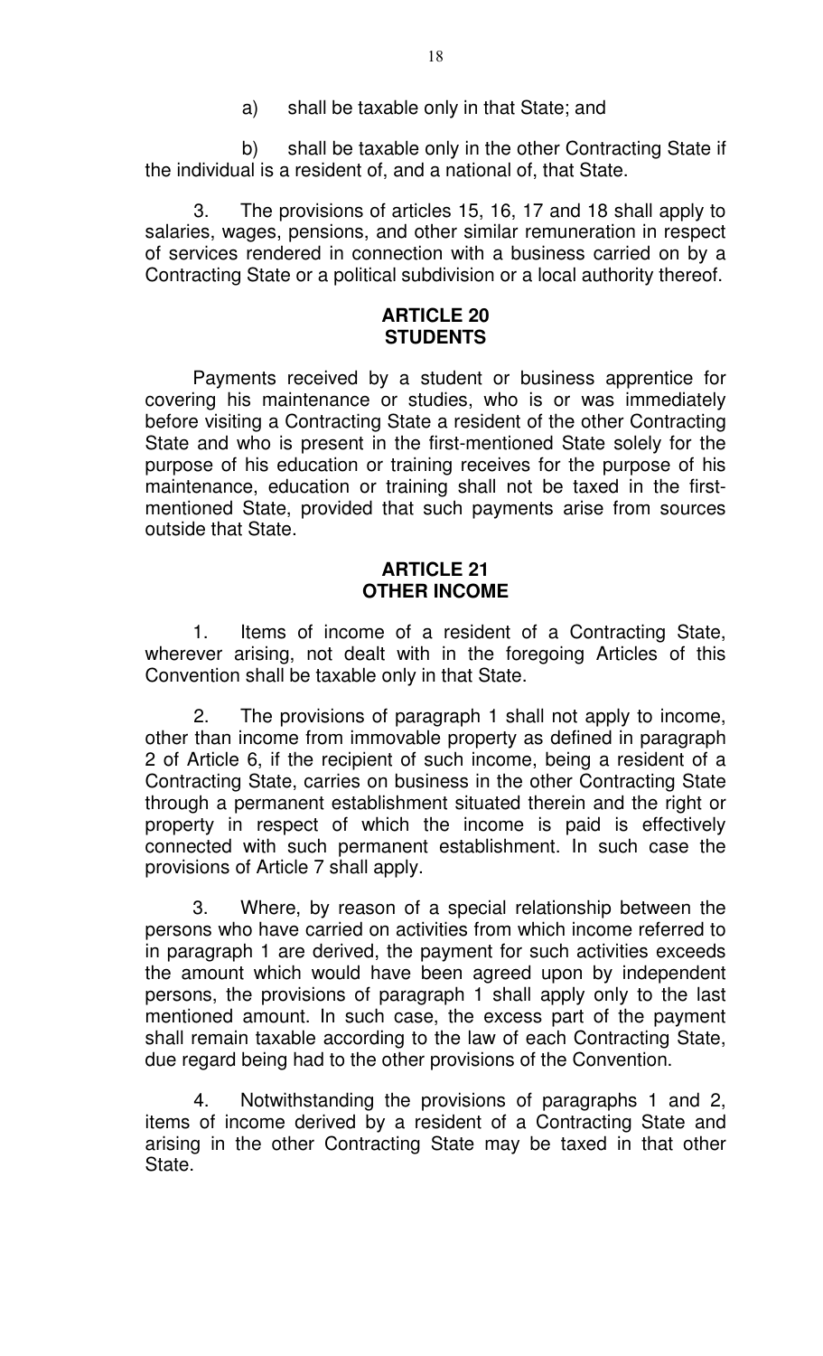a) shall be taxable only in that State; and

b) shall be taxable only in the other Contracting State if the individual is a resident of, and a national of, that State.

3. The provisions of articles 15, 16, 17 and 18 shall apply to salaries, wages, pensions, and other similar remuneration in respect of services rendered in connection with a business carried on by a Contracting State or a political subdivision or a local authority thereof.

## ARTICLE 20
## STUDENTS

Payments received by a student or business apprentice for covering his maintenance or studies, who is or was immediately before visiting a Contracting State a resident of the other Contracting State and who is present in the first-mentioned State solely for the purpose of his education or training receives for the purpose of his maintenance, education or training shall not be taxed in the first-mentioned State, provided that such payments arise from sources outside that State.

## ARTICLE 21
## OTHER INCOME

1. Items of income of a resident of a Contracting State, wherever arising, not dealt with in the foregoing Articles of this Convention shall be taxable only in that State.

2. The provisions of paragraph 1 shall not apply to income, other than income from immovable property as defined in paragraph 2 of Article 6, if the recipient of such income, being a resident of a Contracting State, carries on business in the other Contracting State through a permanent establishment situated therein and the right or property in respect of which the income is paid is effectively connected with such permanent establishment. In such case the provisions of Article 7 shall apply.

3. Where, by reason of a special relationship between the persons who have carried on activities from which income referred to in paragraph 1 are derived, the payment for such activities exceeds the amount which would have been agreed upon by independent persons, the provisions of paragraph 1 shall apply only to the last mentioned amount. In such case, the excess part of the payment shall remain taxable according to the law of each Contracting State, due regard being had to the other provisions of the Convention.

4. Notwithstanding the provisions of paragraphs 1 and 2, items of income derived by a resident of a Contracting State and arising in the other Contracting State may be taxed in that other State.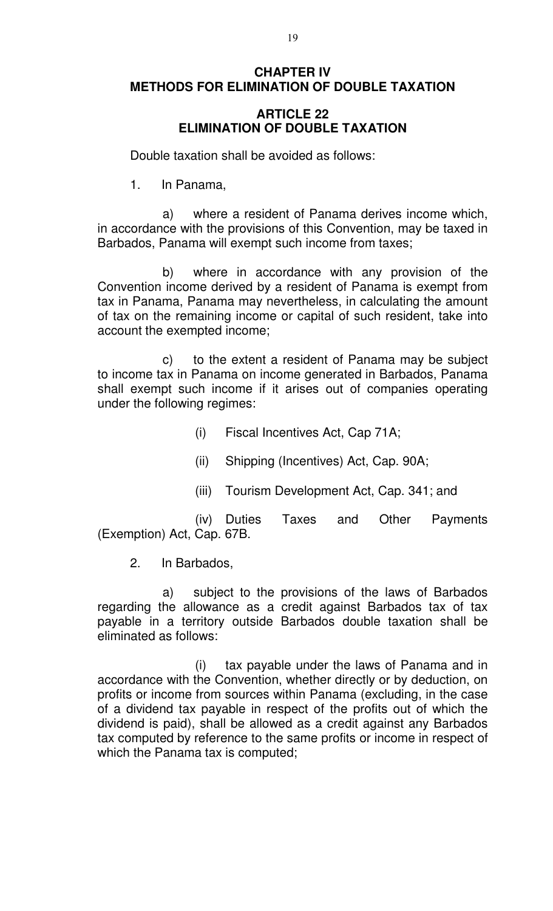## CHAPTER IV
## METHODS FOR ELIMINATION OF DOUBLE TAXATION

### ARTICLE 22
### ELIMINATION OF DOUBLE TAXATION

Double taxation shall be avoided as follows:

1. In Panama,

a) where a resident of Panama derives income which, in accordance with the provisions of this Convention, may be taxed in Barbados, Panama will exempt such income from taxes;

b) where in accordance with any provision of the Convention income derived by a resident of Panama is exempt from tax in Panama, Panama may nevertheless, in calculating the amount of tax on the remaining income or capital of such resident, take into account the exempted income;

c) to the extent a resident of Panama may be subject to income tax in Panama on income generated in Barbados, Panama shall exempt such income if it arises out of companies operating under the following regimes:

(i) Fiscal Incentives Act, Cap 71A;

(ii) Shipping (Incentives) Act, Cap. 90A;

(iii) Tourism Development Act, Cap. 341; and

(iv) Duties Taxes and Other Payments (Exemption) Act, Cap. 67B.

2. In Barbados,

a) subject to the provisions of the laws of Barbados regarding the allowance as a credit against Barbados tax of tax payable in a territory outside Barbados double taxation shall be eliminated as follows:

(i) tax payable under the laws of Panama and in accordance with the Convention, whether directly or by deduction, on profits or income from sources within Panama (excluding, in the case of a dividend tax payable in respect of the profits out of which the dividend is paid), shall be allowed as a credit against any Barbados tax computed by reference to the same profits or income in respect of which the Panama tax is computed;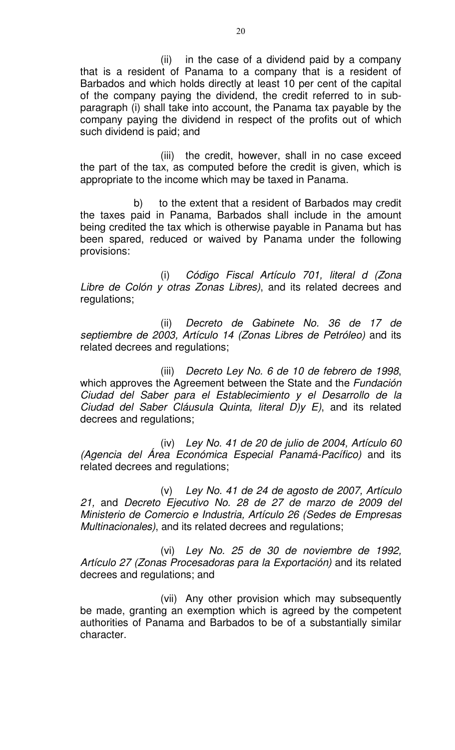(ii) in the case of a dividend paid by a company that is a resident of Panama to a company that is a resident of Barbados and which holds directly at least 10 per cent of the capital of the company paying the dividend, the credit referred to in sub-paragraph (i) shall take into account, the Panama tax payable by the company paying the dividend in respect of the profits out of which such dividend is paid; and

(iii) the credit, however, shall in no case exceed the part of the tax, as computed before the credit is given, which is appropriate to the income which may be taxed in Panama.

b) to the extent that a resident of Barbados may credit the taxes paid in Panama, Barbados shall include in the amount being credited the tax which is otherwise payable in Panama but has been spared, reduced or waived by Panama under the following provisions:

(i) *Código Fiscal Artículo 701, literal d (Zona Libre de Colón y otras Zonas Libres)*, and its related decrees and regulations;

(ii) *Decreto de Gabinete No. 36 de 17 de septiembre de 2003, Artículo 14 (Zonas Libres de Petróleo)* and its related decrees and regulations;

(iii) *Decreto Ley No. 6 de 10 de febrero de 1998*, which approves the Agreement between the State and the *Fundación Ciudad del Saber para el Establecimiento y el Desarrollo de la Ciudad del Saber Cláusula Quinta, literal D)y E)*, and its related decrees and regulations;

(iv) *Ley No. 41 de 20 de julio de 2004, Artículo 60 (Agencia del Área Económica Especial Panamá-Pacífico)* and its related decrees and regulations;

(v) *Ley No. 41 de 24 de agosto de 2007, Artículo 21,* and *Decreto Ejecutivo No. 28 de 27 de marzo de 2009 del Ministerio de Comercio e Industria, Artículo 26 (Sedes de Empresas Multinacionales)*, and its related decrees and regulations;

(vi) *Ley No. 25 de 30 de noviembre de 1992, Artículo 27 (Zonas Procesadoras para la Exportación)* and its related decrees and regulations; and

(vii) Any other provision which may subsequently be made, granting an exemption which is agreed by the competent authorities of Panama and Barbados to be of a substantially similar character.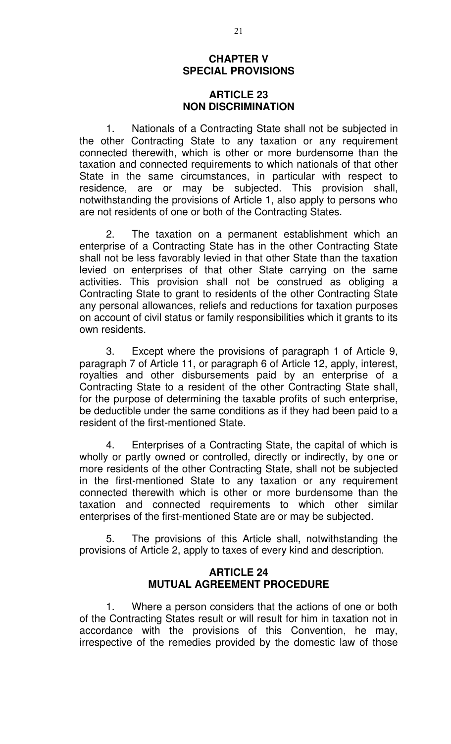## CHAPTER V
## SPECIAL PROVISIONS

### ARTICLE 23
### NON DISCRIMINATION

1. Nationals of a Contracting State shall not be subjected in the other Contracting State to any taxation or any requirement connected therewith, which is other or more burdensome than the taxation and connected requirements to which nationals of that other State in the same circumstances, in particular with respect to residence, are or may be subjected. This provision shall, notwithstanding the provisions of Article 1, also apply to persons who are not residents of one or both of the Contracting States.

2. The taxation on a permanent establishment which an enterprise of a Contracting State has in the other Contracting State shall not be less favorably levied in that other State than the taxation levied on enterprises of that other State carrying on the same activities. This provision shall not be construed as obliging a Contracting State to grant to residents of the other Contracting State any personal allowances, reliefs and reductions for taxation purposes on account of civil status or family responsibilities which it grants to its own residents.

3. Except where the provisions of paragraph 1 of Article 9, paragraph 7 of Article 11, or paragraph 6 of Article 12, apply, interest, royalties and other disbursements paid by an enterprise of a Contracting State to a resident of the other Contracting State shall, for the purpose of determining the taxable profits of such enterprise, be deductible under the same conditions as if they had been paid to a resident of the first-mentioned State.

4. Enterprises of a Contracting State, the capital of which is wholly or partly owned or controlled, directly or indirectly, by one or more residents of the other Contracting State, shall not be subjected in the first-mentioned State to any taxation or any requirement connected therewith which is other or more burdensome than the taxation and connected requirements to which other similar enterprises of the first-mentioned State are or may be subjected.

5. The provisions of this Article shall, notwithstanding the provisions of Article 2, apply to taxes of every kind and description.

### ARTICLE 24
### MUTUAL AGREEMENT PROCEDURE

1. Where a person considers that the actions of one or both of the Contracting States result or will result for him in taxation not in accordance with the provisions of this Convention, he may, irrespective of the remedies provided by the domestic law of those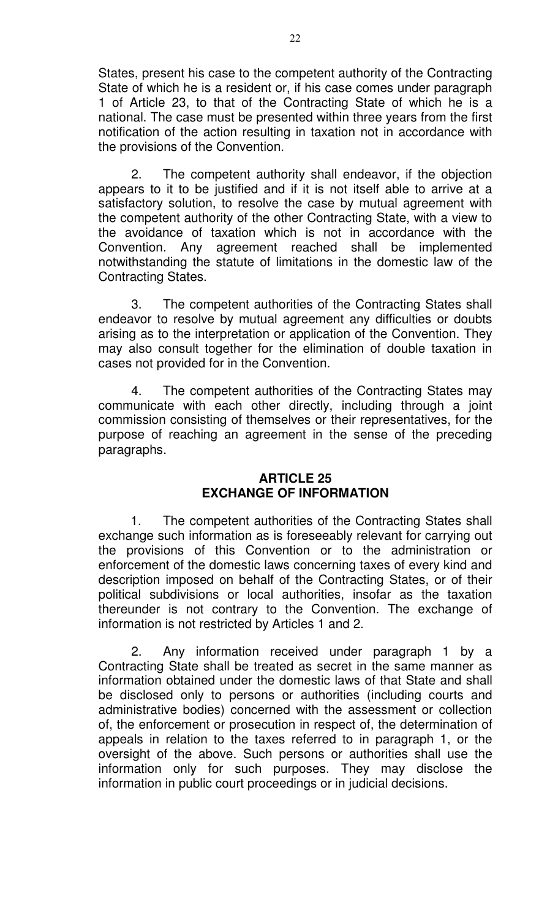States, present his case to the competent authority of the Contracting State of which he is a resident or, if his case comes under paragraph 1 of Article 23, to that of the Contracting State of which he is a national. The case must be presented within three years from the first notification of the action resulting in taxation not in accordance with the provisions of the Convention.

2. The competent authority shall endeavor, if the objection appears to it to be justified and if it is not itself able to arrive at a satisfactory solution, to resolve the case by mutual agreement with the competent authority of the other Contracting State, with a view to the avoidance of taxation which is not in accordance with the Convention. Any agreement reached shall be implemented notwithstanding the statute of limitations in the domestic law of the Contracting States.

3. The competent authorities of the Contracting States shall endeavor to resolve by mutual agreement any difficulties or doubts arising as to the interpretation or application of the Convention. They may also consult together for the elimination of double taxation in cases not provided for in the Convention.

4. The competent authorities of the Contracting States may communicate with each other directly, including through a joint commission consisting of themselves or their representatives, for the purpose of reaching an agreement in the sense of the preceding paragraphs.

## ARTICLE 25
## EXCHANGE OF INFORMATION

1. The competent authorities of the Contracting States shall exchange such information as is foreseeably relevant for carrying out the provisions of this Convention or to the administration or enforcement of the domestic laws concerning taxes of every kind and description imposed on behalf of the Contracting States, or of their political subdivisions or local authorities, insofar as the taxation thereunder is not contrary to the Convention. The exchange of information is not restricted by Articles 1 and 2.

2. Any information received under paragraph 1 by a Contracting State shall be treated as secret in the same manner as information obtained under the domestic laws of that State and shall be disclosed only to persons or authorities (including courts and administrative bodies) concerned with the assessment or collection of, the enforcement or prosecution in respect of, the determination of appeals in relation to the taxes referred to in paragraph 1, or the oversight of the above. Such persons or authorities shall use the information only for such purposes. They may disclose the information in public court proceedings or in judicial decisions.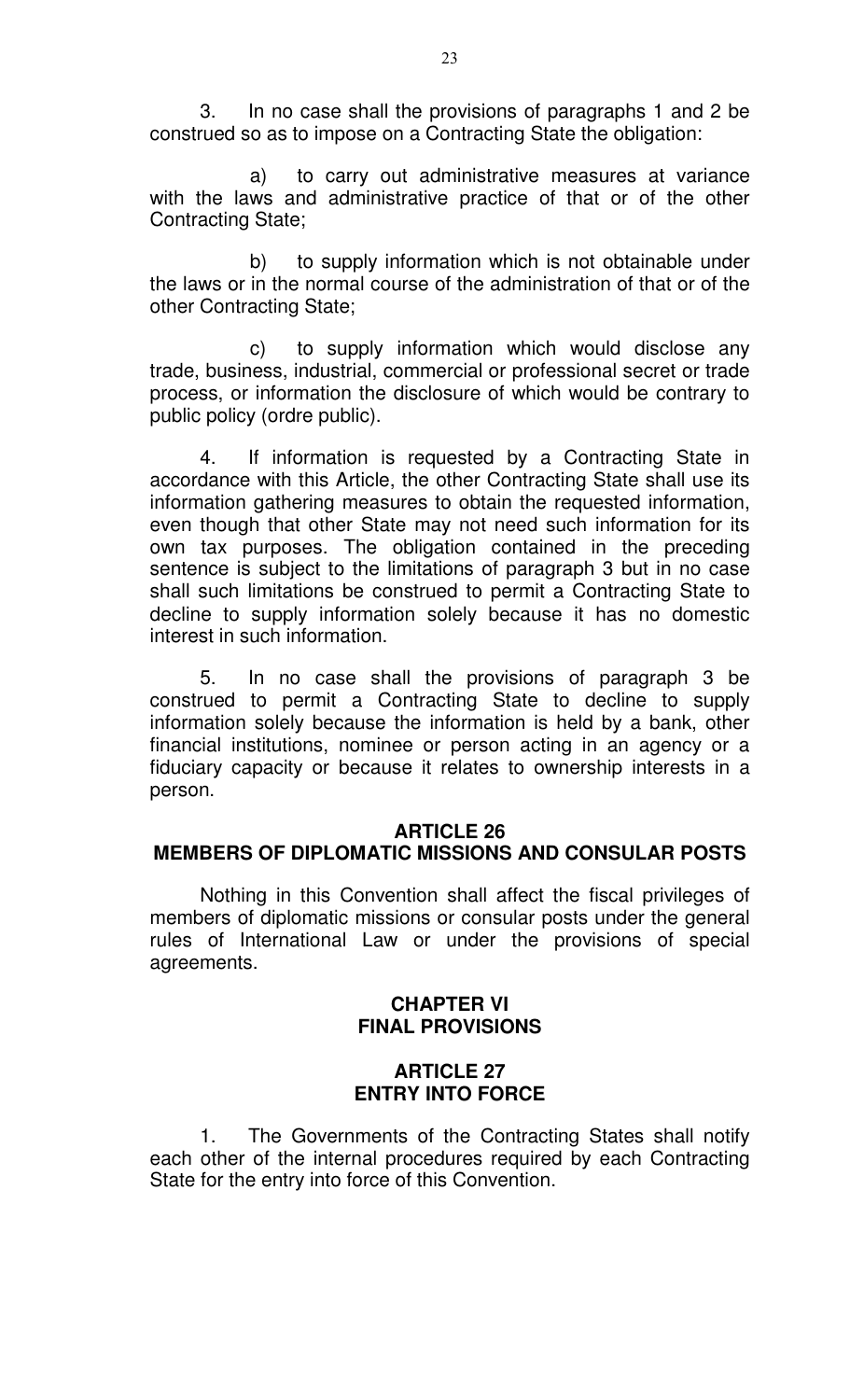3. In no case shall the provisions of paragraphs 1 and 2 be construed so as to impose on a Contracting State the obligation:

a) to carry out administrative measures at variance with the laws and administrative practice of that or of the other Contracting State;

b) to supply information which is not obtainable under the laws or in the normal course of the administration of that or of the other Contracting State;

c) to supply information which would disclose any trade, business, industrial, commercial or professional secret or trade process, or information the disclosure of which would be contrary to public policy (ordre public).

4. If information is requested by a Contracting State in accordance with this Article, the other Contracting State shall use its information gathering measures to obtain the requested information, even though that other State may not need such information for its own tax purposes. The obligation contained in the preceding sentence is subject to the limitations of paragraph 3 but in no case shall such limitations be construed to permit a Contracting State to decline to supply information solely because it has no domestic interest in such information.

5. In no case shall the provisions of paragraph 3 be construed to permit a Contracting State to decline to supply information solely because the information is held by a bank, other financial institutions, nominee or person acting in an agency or a fiduciary capacity or because it relates to ownership interests in a person.

## ARTICLE 26
## MEMBERS OF DIPLOMATIC MISSIONS AND CONSULAR POSTS

Nothing in this Convention shall affect the fiscal privileges of members of diplomatic missions or consular posts under the general rules of International Law or under the provisions of special agreements.

## CHAPTER VI
## FINAL PROVISIONS

## ARTICLE 27
## ENTRY INTO FORCE

1. The Governments of the Contracting States shall notify each other of the internal procedures required by each Contracting State for the entry into force of this Convention.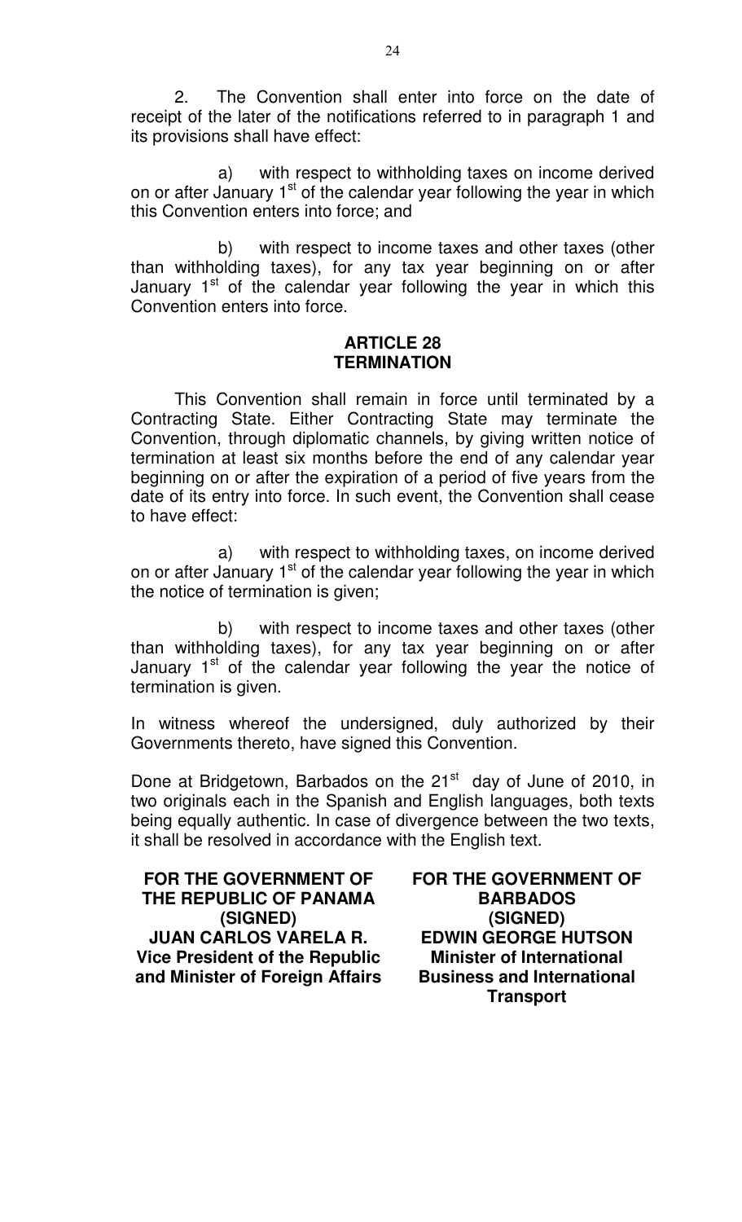2. The Convention shall enter into force on the date of receipt of the later of the notifications referred to in paragraph 1 and its provisions shall have effect:

a) with respect to withholding taxes on income derived on or after January 1st of the calendar year following the year in which this Convention enters into force; and

b) with respect to income taxes and other taxes (other than withholding taxes), for any tax year beginning on or after January 1st of the calendar year following the year in which this Convention enters into force.

## ARTICLE 28
## TERMINATION

This Convention shall remain in force until terminated by a Contracting State. Either Contracting State may terminate the Convention, through diplomatic channels, by giving written notice of termination at least six months before the end of any calendar year beginning on or after the expiration of a period of five years from the date of its entry into force. In such event, the Convention shall cease to have effect:

a) with respect to withholding taxes, on income derived on or after January 1st of the calendar year following the year in which the notice of termination is given;

b) with respect to income taxes and other taxes (other than withholding taxes), for any tax year beginning on or after January 1st of the calendar year following the year the notice of termination is given.

In witness whereof the undersigned, duly authorized by their Governments thereto, have signed this Convention.

Done at Bridgetown, Barbados on the 21st day of June of 2010, in two originals each in the Spanish and English languages, both texts being equally authentic. In case of divergence between the two texts, it shall be resolved in accordance with the English text.

**FOR THE GOVERNMENT OF THE REPUBLIC OF PANAMA**
**(SIGNED)**
**JUAN CARLOS VARELA R.**
**Vice President of the Republic and Minister of Foreign Affairs**

**FOR THE GOVERNMENT OF BARBADOS**
**(SIGNED)**
**EDWIN GEORGE HUTSON**
**Minister of International Business and International Transport**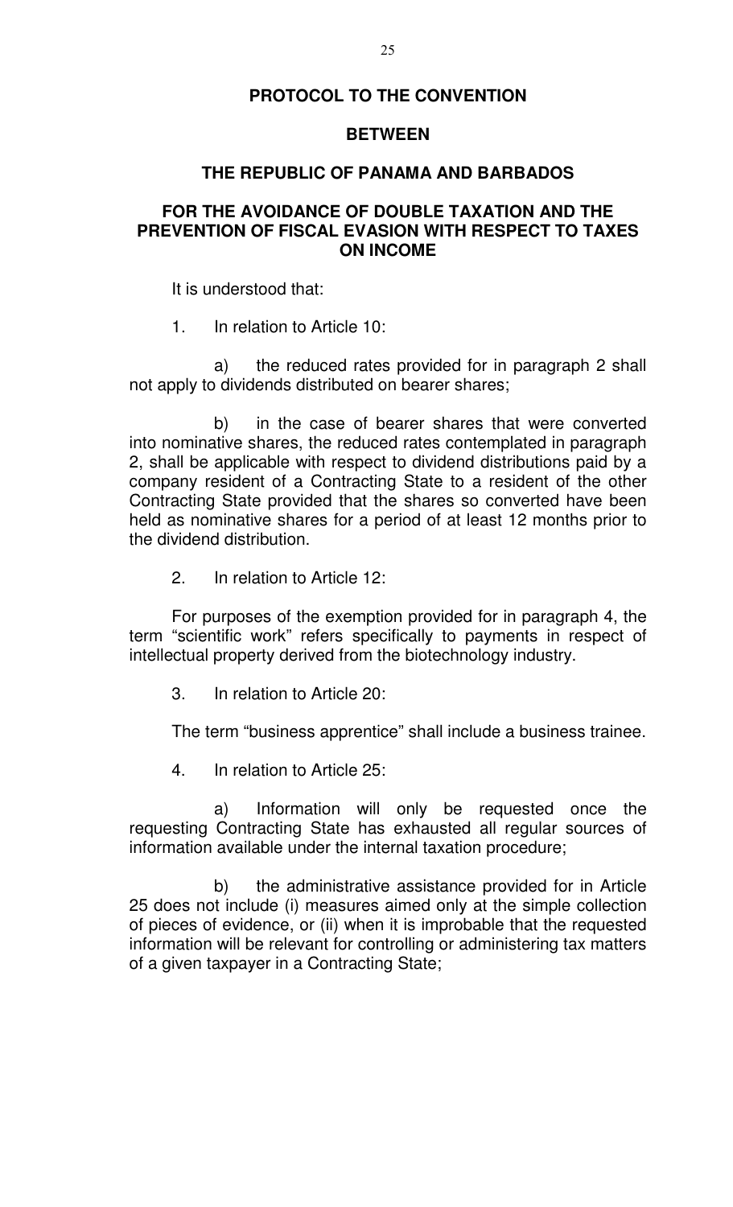# PROTOCOL TO THE CONVENTION

## BETWEEN

## THE REPUBLIC OF PANAMA AND BARBADOS

## FOR THE AVOIDANCE OF DOUBLE TAXATION AND THE PREVENTION OF FISCAL EVASION WITH RESPECT TO TAXES ON INCOME

It is understood that:

1. In relation to Article 10:

a) the reduced rates provided for in paragraph 2 shall not apply to dividends distributed on bearer shares;

b) in the case of bearer shares that were converted into nominative shares, the reduced rates contemplated in paragraph 2, shall be applicable with respect to dividend distributions paid by a company resident of a Contracting State to a resident of the other Contracting State provided that the shares so converted have been held as nominative shares for a period of at least 12 months prior to the dividend distribution.

2. In relation to Article 12:

For purposes of the exemption provided for in paragraph 4, the term "scientific work" refers specifically to payments in respect of intellectual property derived from the biotechnology industry.

3. In relation to Article 20:

The term "business apprentice" shall include a business trainee.

4. In relation to Article 25:

a) Information will only be requested once the requesting Contracting State has exhausted all regular sources of information available under the internal taxation procedure;

b) the administrative assistance provided for in Article 25 does not include (i) measures aimed only at the simple collection of pieces of evidence, or (ii) when it is improbable that the requested information will be relevant for controlling or administering tax matters of a given taxpayer in a Contracting State;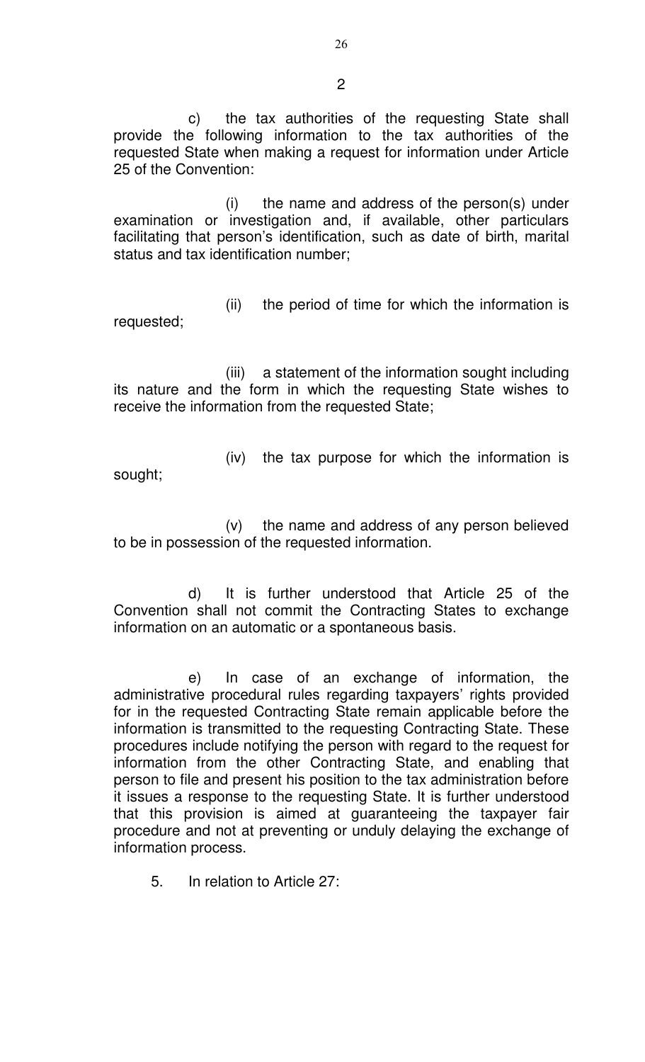c) the tax authorities of the requesting State shall provide the following information to the tax authorities of the requested State when making a request for information under Article 25 of the Convention:

(i) the name and address of the person(s) under examination or investigation and, if available, other particulars facilitating that person's identification, such as date of birth, marital status and tax identification number;

(ii) the period of time for which the information is requested;

(iii) a statement of the information sought including its nature and the form in which the requesting State wishes to receive the information from the requested State;

(iv) the tax purpose for which the information is sought;

(v) the name and address of any person believed to be in possession of the requested information.

d) It is further understood that Article 25 of the Convention shall not commit the Contracting States to exchange information on an automatic or a spontaneous basis.

e) In case of an exchange of information, the administrative procedural rules regarding taxpayers' rights provided for in the requested Contracting State remain applicable before the information is transmitted to the requesting Contracting State. These procedures include notifying the person with regard to the request for information from the other Contracting State, and enabling that person to file and present his position to the tax administration before it issues a response to the requesting State. It is further understood that this provision is aimed at guaranteeing the taxpayer fair procedure and not at preventing or unduly delaying the exchange of information process.

5. In relation to Article 27: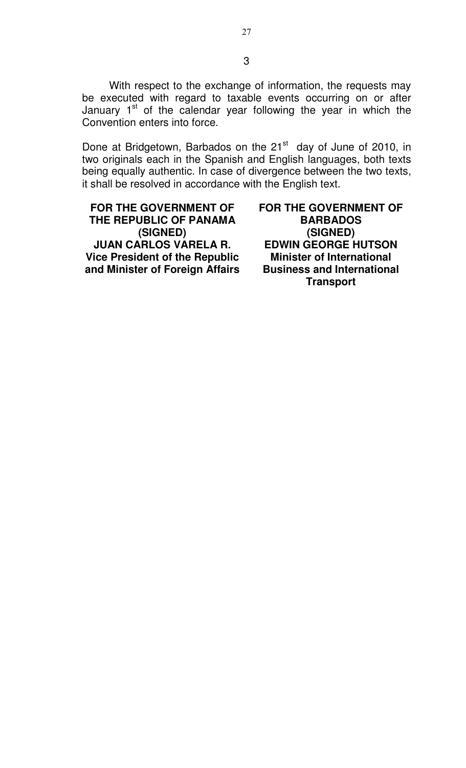With respect to the exchange of information, the requests may be executed with regard to taxable events occurring on or after January 1st of the calendar year following the year in which the Convention enters into force.

Done at Bridgetown, Barbados on the 21st day of June of 2010, in two originals each in the Spanish and English languages, both texts being equally authentic. In case of divergence between the two texts, it shall be resolved in accordance with the English text.

**FOR THE GOVERNMENT OF THE REPUBLIC OF PANAMA**
**(SIGNED)**
**JUAN CARLOS VARELA R.**
**Vice President of the Republic and Minister of Foreign Affairs**

**FOR THE GOVERNMENT OF BARBADOS**
**(SIGNED)**
**EDWIN GEORGE HUTSON**
**Minister of International Business and International Transport**